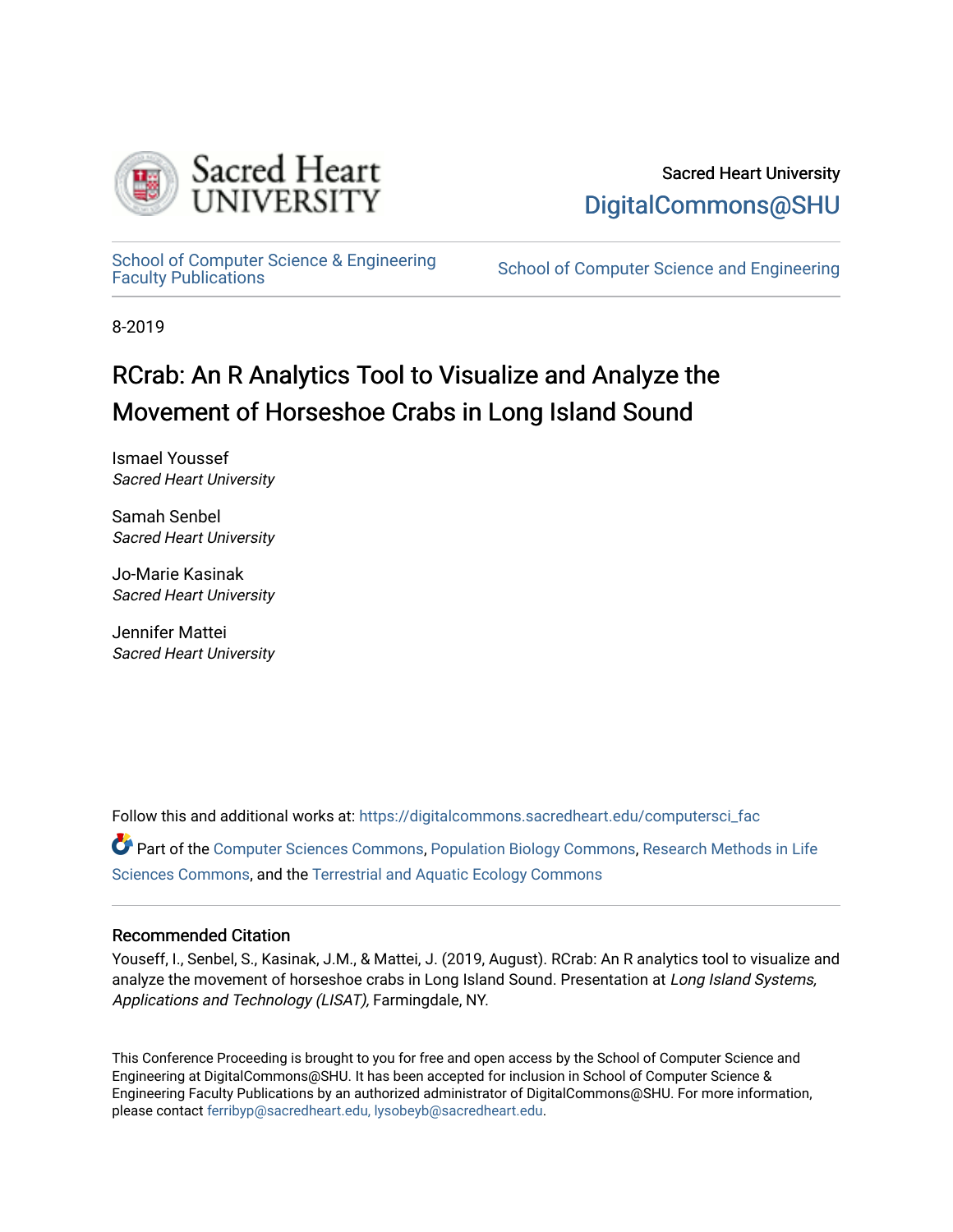Sacred Heart University
DigitalCommons@SHU

School of Computer Science & Engineering Faculty Publications

School of Computer Science and Engineering

8-2019

# RCrab: An R Analytics Tool to Visualize and Analyze the Movement of Horseshoe Crabs in Long Island Sound

Ismael Youssef
*Sacred Heart University*

Samah Senbel
*Sacred Heart University*

Jo-Marie Kasinak
*Sacred Heart University*

Jennifer Mattei
*Sacred Heart University*

Follow this and additional works at: https://digitalcommons.sacredheart.edu/computersci_fac

Part of the Computer Sciences Commons, Population Biology Commons, Research Methods in Life Sciences Commons, and the Terrestrial and Aquatic Ecology Commons

### Recommended Citation

Youseff, I., Senbel, S., Kasinak, J.M., & Mattei, J. (2019, August). RCrab: An R analytics tool to visualize and analyze the movement of horseshoe crabs in Long Island Sound. Presentation at *Long Island Systems, Applications and Technology (LISAT),* Farmingdale, NY.

This Conference Proceeding is brought to you for free and open access by the School of Computer Science and Engineering at DigitalCommons@SHU. It has been accepted for inclusion in School of Computer Science & Engineering Faculty Publications by an authorized administrator of DigitalCommons@SHU. For more information, please contact ferribyp@sacredheart.edu, lysobeyb@sacredheart.edu.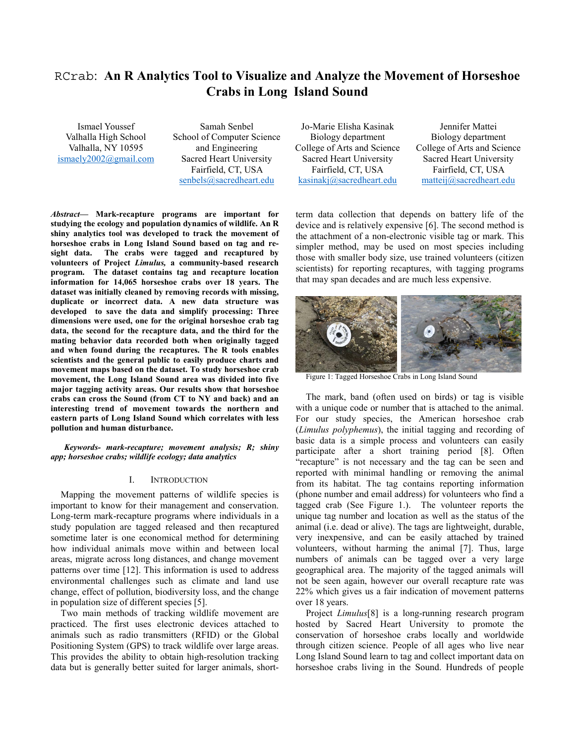# RCrab: An R Analytics Tool to Visualize and Analyze the Movement of Horseshoe Crabs in Long Island Sound

Ismael Youssef
Valhalla High School
Valhalla, NY 10595
ismaely2002@gmail.com

Samah Senbel
School of Computer Science and Engineering
Sacred Heart University
Fairfield, CT, USA
senbels@sacredheart.edu

Jo-Marie Elisha Kasinak
Biology department
College of Arts and Science
Sacred Heart University
Fairfield, CT, USA
kasinakj@sacredheart.edu

Jennifer Mattei
Biology department
College of Arts and Science
Sacred Heart University
Fairfield, CT, USA
matteij@sacredheart.edu

***Abstract*— Mark-recapture programs are important for studying the ecology and population dynamics of wildlife. An R shiny analytics tool was developed to track the movement of horseshoe crabs in Long Island Sound based on tag and re-sight data. The crabs were tagged and recaptured by volunteers of Project *Limulus,* a community-based research program. The dataset contains tag and recapture location information for 14,065 horseshoe crabs over 18 years. The dataset was initially cleaned by removing records with missing, duplicate or incorrect data. A new data structure was developed to save the data and simplify processing: Three dimensions were used, one for the original horseshoe crab tag data, the second for the recapture data, and the third for the mating behavior data recorded both when originally tagged and when found during the recaptures. The R tools enables scientists and the general public to easily produce charts and movement maps based on the dataset. To study horseshoe crab movement, the Long Island Sound area was divided into five major tagging activity areas. Our results show that horseshoe crabs can cross the Sound (from CT to NY and back) and an interesting trend of movement towards the northern and eastern parts of Long Island Sound which correlates with less pollution and human disturbance.**

***Keywords- mark-recapture; movement analysis; R; shiny app; horseshoe crabs; wildlife ecology; data analytics***

## I. INTRODUCTION

Mapping the movement patterns of wildlife species is important to know for their management and conservation. Long-term mark-recapture programs where individuals in a study population are tagged released and then recaptured sometime later is one economical method for determining how individual animals move within and between local areas, migrate across long distances, and change movement patterns over time [12]. This information is used to address environmental challenges such as climate and land use change, effect of pollution, biodiversity loss, and the change in population size of different species [5].

Two main methods of tracking wildlife movement are practiced. The first uses electronic devices attached to animals such as radio transmitters (RFID) or the Global Positioning System (GPS) to track wildlife over large areas. This provides the ability to obtain high-resolution tracking data but is generally better suited for larger animals, short-term data collection that depends on battery life of the device and is relatively expensive [6]. The second method is the attachment of a non-electronic visible tag or mark. This simpler method, may be used on most species including those with smaller body size, use trained volunteers (citizen scientists) for reporting recaptures, with tagging programs that may span decades and are much less expensive.

Figure 1: Tagged Horseshoe Crabs in Long Island Sound

The mark, band (often used on birds) or tag is visible with a unique code or number that is attached to the animal. For our study species, the American horseshoe crab (*Limulus polyphemus*), the initial tagging and recording of basic data is a simple process and volunteers can easily participate after a short training period [8]. Often "recapture" is not necessary and the tag can be seen and reported with minimal handling or removing the animal from its habitat. The tag contains reporting information (phone number and email address) for volunteers who find a tagged crab (See Figure 1.). The volunteer reports the unique tag number and location as well as the status of the animal (i.e. dead or alive). The tags are lightweight, durable, very inexpensive, and can be easily attached by trained volunteers, without harming the animal [7]. Thus, large numbers of animals can be tagged over a very large geographical area. The majority of the tagged animals will not be seen again, however our overall recapture rate was 22% which gives us a fair indication of movement patterns over 18 years.

Project *Limulus*[8] is a long-running research program hosted by Sacred Heart University to promote the conservation of horseshoe crabs locally and worldwide through citizen science. People of all ages who live near Long Island Sound learn to tag and collect important data on horseshoe crabs living in the Sound. Hundreds of people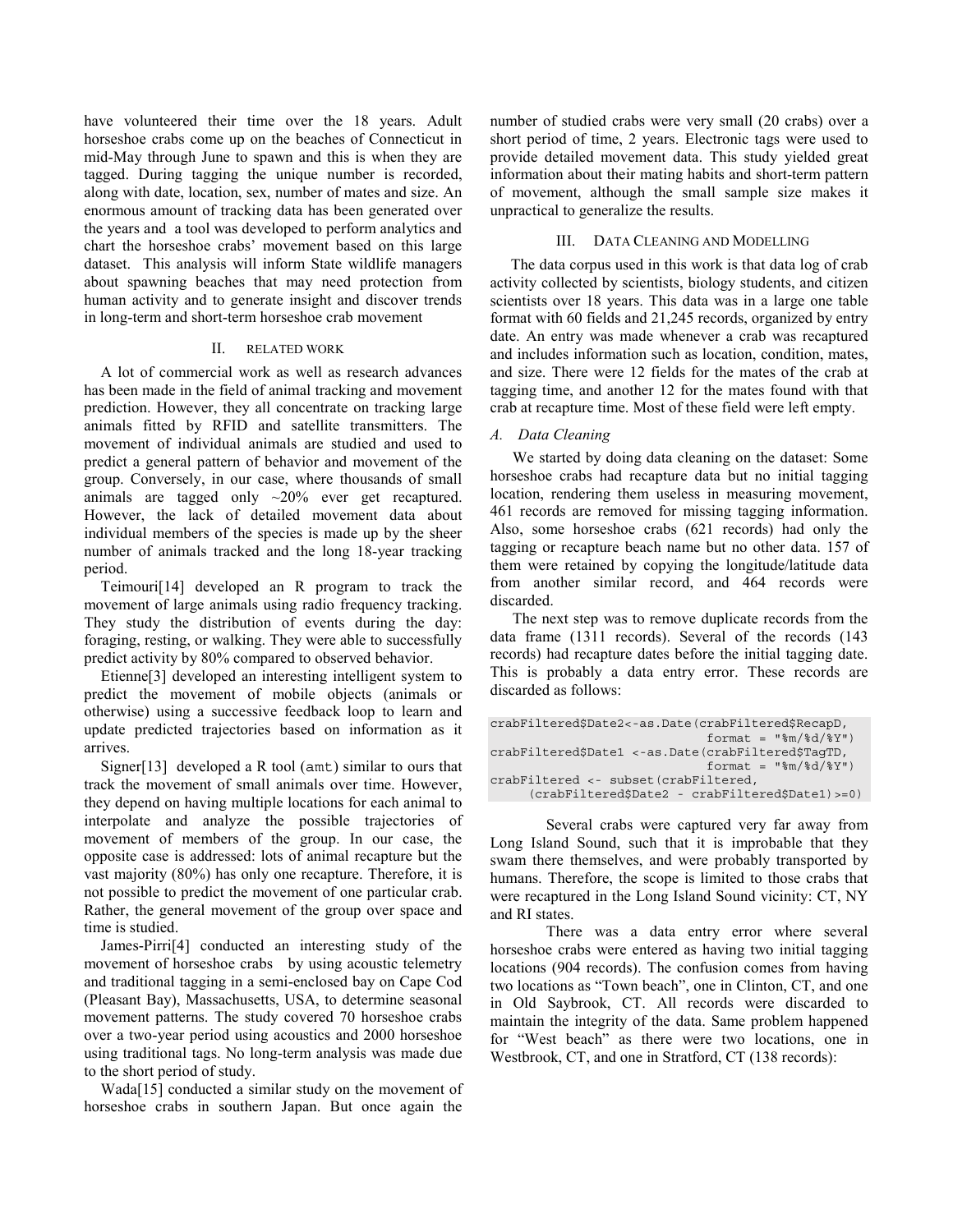have volunteered their time over the 18 years. Adult horseshoe crabs come up on the beaches of Connecticut in mid-May through June to spawn and this is when they are tagged. During tagging the unique number is recorded, along with date, location, sex, number of mates and size. An enormous amount of tracking data has been generated over the years and a tool was developed to perform analytics and chart the horseshoe crabs' movement based on this large dataset. This analysis will inform State wildlife managers about spawning beaches that may need protection from human activity and to generate insight and discover trends in long-term and short-term horseshoe crab movement

## II. RELATED WORK

A lot of commercial work as well as research advances has been made in the field of animal tracking and movement prediction. However, they all concentrate on tracking large animals fitted by RFID and satellite transmitters. The movement of individual animals are studied and used to predict a general pattern of behavior and movement of the group. Conversely, in our case, where thousands of small animals are tagged only ~20% ever get recaptured. However, the lack of detailed movement data about individual members of the species is made up by the sheer number of animals tracked and the long 18-year tracking period.

Teimouri[14] developed an R program to track the movement of large animals using radio frequency tracking. They study the distribution of events during the day: foraging, resting, or walking. They were able to successfully predict activity by 80% compared to observed behavior.

Etienne[3] developed an interesting intelligent system to predict the movement of mobile objects (animals or otherwise) using a successive feedback loop to learn and update predicted trajectories based on information as it arrives.

Signer[13] developed a R tool (`amt`) similar to ours that track the movement of small animals over time. However, they depend on having multiple locations for each animal to interpolate and analyze the possible trajectories of movement of members of the group. In our case, the opposite case is addressed: lots of animal recapture but the vast majority (80%) has only one recapture. Therefore, it is not possible to predict the movement of one particular crab. Rather, the general movement of the group over space and time is studied.

James-Pirri[4] conducted an interesting study of the movement of horseshoe crabs by using acoustic telemetry and traditional tagging in a semi-enclosed bay on Cape Cod (Pleasant Bay), Massachusetts, USA, to determine seasonal movement patterns. The study covered 70 horseshoe crabs over a two-year period using acoustics and 2000 horseshoe using traditional tags. No long-term analysis was made due to the short period of study.

Wada[15] conducted a similar study on the movement of horseshoe crabs in southern Japan. But once again the number of studied crabs were very small (20 crabs) over a short period of time, 2 years. Electronic tags were used to provide detailed movement data. This study yielded great information about their mating habits and short-term pattern of movement, although the small sample size makes it unpractical to generalize the results.

## III. DATA CLEANING AND MODELLING

The data corpus used in this work is that data log of crab activity collected by scientists, biology students, and citizen scientists over 18 years. This data was in a large one table format with 60 fields and 21,245 records, organized by entry date. An entry was made whenever a crab was recaptured and includes information such as location, condition, mates, and size. There were 12 fields for the mates of the crab at tagging time, and another 12 for the mates found with that crab at recapture time. Most of these field were left empty.

### *A. Data Cleaning*

We started by doing data cleaning on the dataset: Some horseshoe crabs had recapture data but no initial tagging location, rendering them useless in measuring movement, 461 records are removed for missing tagging information. Also, some horseshoe crabs (621 records) had only the tagging or recapture beach name but no other data. 157 of them were retained by copying the longitude/latitude data from another similar record, and 464 records were discarded.

The next step was to remove duplicate records from the data frame (1311 records). Several of the records (143 records) had recapture dates before the initial tagging date. This is probably a data entry error. These records are discarded as follows:

```
crabFiltered$Date2<-as.Date(crabFiltered$RecapD,
                            format = "%m/%d/%Y")
crabFiltered$Date1 <-as.Date(crabFiltered$TagTD,
                            format = "%m/%d/%Y")
crabFiltered <- subset(crabFiltered,
     (crabFiltered$Date2 - crabFiltered$Date1)>=0)
```

Several crabs were captured very far away from Long Island Sound, such that it is improbable that they swam there themselves, and were probably transported by humans. Therefore, the scope is limited to those crabs that were recaptured in the Long Island Sound vicinity: CT, NY and RI states.

There was a data entry error where several horseshoe crabs were entered as having two initial tagging locations (904 records). The confusion comes from having two locations as "Town beach", one in Clinton, CT, and one in Old Saybrook, CT. All records were discarded to maintain the integrity of the data. Same problem happened for "West beach" as there were two locations, one in Westbrook, CT, and one in Stratford, CT (138 records):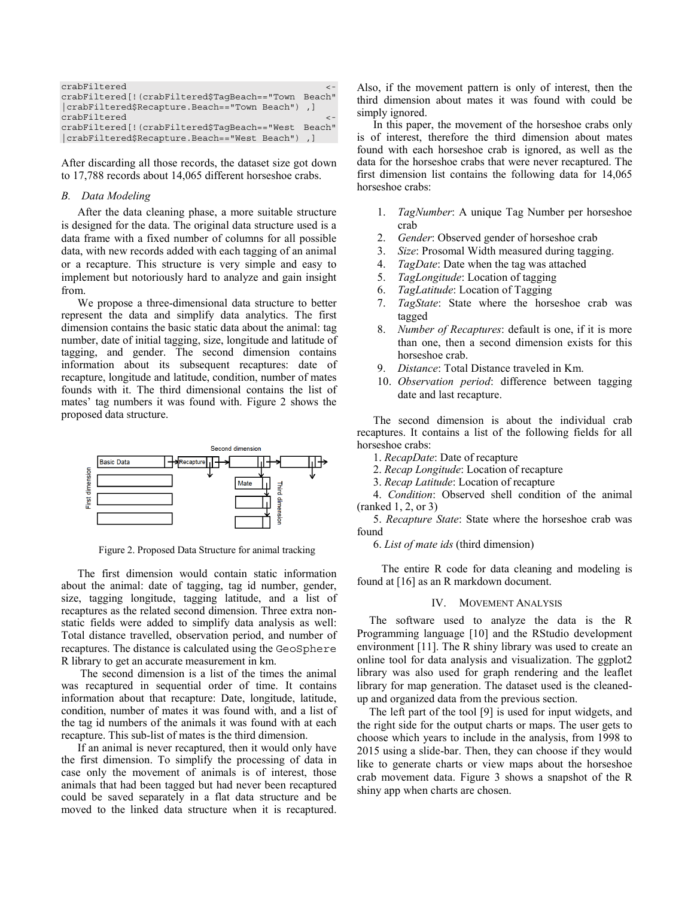```
crabFiltered <-
crabFiltered[!(crabFiltered$TagBeach=="Town Beach"
|crabFiltered$Recapture.Beach=="Town Beach") ,]
crabFiltered <-
crabFiltered[!(crabFiltered$TagBeach=="West Beach"
|crabFiltered$Recapture.Beach=="West Beach") ,]
```

After discarding all those records, the dataset size got down to 17,788 records about 14,065 different horseshoe crabs.

### B. Data Modeling

After the data cleaning phase, a more suitable structure is designed for the data. The original data structure used is a data frame with a fixed number of columns for all possible data, with new records added with each tagging of an animal or a recapture. This structure is very simple and easy to implement but notoriously hard to analyze and gain insight from.

We propose a three-dimensional data structure to better represent the data and simplify data analytics. The first dimension contains the basic static data about the animal: tag number, date of initial tagging, size, longitude and latitude of tagging, and gender. The second dimension contains information about its subsequent recaptures: date of recapture, longitude and latitude, condition, number of mates founds with it. The third dimensional contains the list of mates' tag numbers it was found with. Figure 2 shows the proposed data structure.

Figure 2. Proposed Data Structure for animal tracking

The first dimension would contain static information about the animal: date of tagging, tag id number, gender, size, tagging longitude, tagging latitude, and a list of recaptures as the related second dimension. Three extra non-static fields were added to simplify data analysis as well: Total distance travelled, observation period, and number of recaptures. The distance is calculated using the GeoSphere R library to get an accurate measurement in km.

The second dimension is a list of the times the animal was recaptured in sequential order of time. It contains information about that recapture: Date, longitude, latitude, condition, number of mates it was found with, and a list of the tag id numbers of the animals it was found with at each recapture. This sub-list of mates is the third dimension.

If an animal is never recaptured, then it would only have the first dimension. To simplify the processing of data in case only the movement of animals is of interest, those animals that had been tagged but had never been recaptured could be saved separately in a flat data structure and be moved to the linked data structure when it is recaptured. Also, if the movement pattern is only of interest, then the third dimension about mates it was found with could be simply ignored.

In this paper, the movement of the horseshoe crabs only is of interest, therefore the third dimension about mates found with each horseshoe crab is ignored, as well as the data for the horseshoe crabs that were never recaptured. The first dimension list contains the following data for 14,065 horseshoe crabs:

1. *TagNumber*: A unique Tag Number per horseshoe crab
2. *Gender*: Observed gender of horseshoe crab
3. *Size*: Prosomal Width measured during tagging.
4. *TagDate*: Date when the tag was attached
5. *TagLongitude*: Location of tagging
6. *TagLatitude*: Location of Tagging
7. *TagState*: State where the horseshoe crab was tagged
8. *Number of Recaptures*: default is one, if it is more than one, then a second dimension exists for this horseshoe crab.
9. *Distance*: Total Distance traveled in Km.
10. *Observation period*: difference between tagging date and last recapture.

The second dimension is about the individual crab recaptures. It contains a list of the following fields for all horseshoe crabs:

1. *RecapDate*: Date of recapture
2. *Recap Longitude*: Location of recapture
3. *Recap Latitude*: Location of recapture
4. *Condition*: Observed shell condition of the animal (ranked 1, 2, or 3)
5. *Recapture State*: State where the horseshoe crab was found
6. *List of mate ids* (third dimension)

The entire R code for data cleaning and modeling is found at [16] as an R markdown document.

## IV. Movement Analysis

The software used to analyze the data is the R Programming language [10] and the RStudio development environment [11]. The R shiny library was used to create an online tool for data analysis and visualization. The ggplot2 library was also used for graph rendering and the leaflet library for map generation. The dataset used is the cleaned-up and organized data from the previous section.

The left part of the tool [9] is used for input widgets, and the right side for the output charts or maps. The user gets to choose which years to include in the analysis, from 1998 to 2015 using a slide-bar. Then, they can choose if they would like to generate charts or view maps about the horseshoe crab movement data. Figure 3 shows a snapshot of the R shiny app when charts are chosen.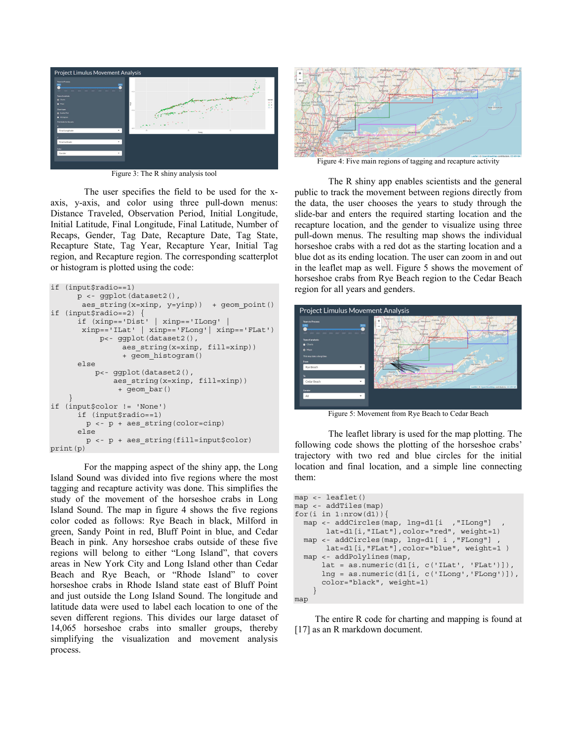Figure 3: The R shiny analysis tool

The user specifies the field to be used for the x-axis, y-axis, and color using three pull-down menus: Distance Traveled, Observation Period, Initial Longitude, Initial Latitude, Final Longitude, Final Latitude, Number of Recaps, Gender, Tag Date, Recapture Date, Tag State, Recapture State, Tag Year, Recapture Year, Initial Tag region, and Recapture region. The corresponding scatterplot or histogram is plotted using the code:

```
if (input$radio==1)
      p <- ggplot(dataset2(),
       aes_string(x=xinp, y=yinp))  + geom_point()
if (input$radio==2) {
      if (xinp=='Dist' | xinp=='ILong' |
       xinp=='ILat' | xinp=='FLong'| xinp=='FLat')
          p<- ggplot(dataset2(),
               aes_string(x=xinp, fill=xinp))
               + geom_histogram()
      else
          p<- ggplot(dataset2(),
             aes_string(x=xinp, fill=xinp))
              + geom_bar()
    }
if (input$color != 'None')
      if (input$radio==1)
        p <- p + aes_string(color=cinp)
      else
        p <- p + aes_string(fill=input$color)
print(p)
```

For the mapping aspect of the shiny app, the Long Island Sound was divided into five regions where the most tagging and recapture activity was done. This simplifies the study of the movement of the horseshoe crabs in Long Island Sound. The map in figure 4 shows the five regions color coded as follows: Rye Beach in black, Milford in green, Sandy Point in red, Bluff Point in blue, and Cedar Beach in pink. Any horseshoe crabs outside of these five regions will belong to either "Long Island", that covers areas in New York City and Long Island other than Cedar Beach and Rye Beach, or "Rhode Island" to cover horseshoe crabs in Rhode Island state east of Bluff Point and just outside the Long Island Sound. The longitude and latitude data were used to label each location to one of the seven different regions. This divides our large dataset of 14,065 horseshoe crabs into smaller groups, thereby simplifying the visualization and movement analysis process.

Figure 4: Five main regions of tagging and recapture activity

The R shiny app enables scientists and the general public to track the movement between regions directly from the data, the user chooses the years to study through the slide-bar and enters the required starting location and the recapture location, and the gender to visualize using three pull-down menus. The resulting map shows the individual horseshoe crabs with a red dot as the starting location and a blue dot as its ending location. The user can zoom in and out in the leaflet map as well. Figure 5 shows the movement of horseshoe crabs from Rye Beach region to the Cedar Beach region for all years and genders.

Figure 5: Movement from Rye Beach to Cedar Beach

The leaflet library is used for the map plotting. The following code shows the plotting of the horseshoe crabs' trajectory with two red and blue circles for the initial location and final location, and a simple line connecting them:

```
map <- leaflet()
map <- addTiles(map)
for(i in 1:nrow(d1)){
  map <- addCircles(map, lng=d1[i  ,"ILong"]  ,
       lat=d1[i,"ILat"],color="red", weight=1)
  map <- addCircles(map, lng=d1[ i ,"FLong"] ,
       lat=d1[i,"FLat"],color="blue", weight=1 )
  map <- addPolylines(map,
      lat = as.numeric(d1[i, c('ILat', 'FLat')]),
      lng = as.numeric(d1[i, c('ILong','FLong')]),
      color="black", weight=1)
    }
map
```

The entire R code for charting and mapping is found at [17] as an R markdown document.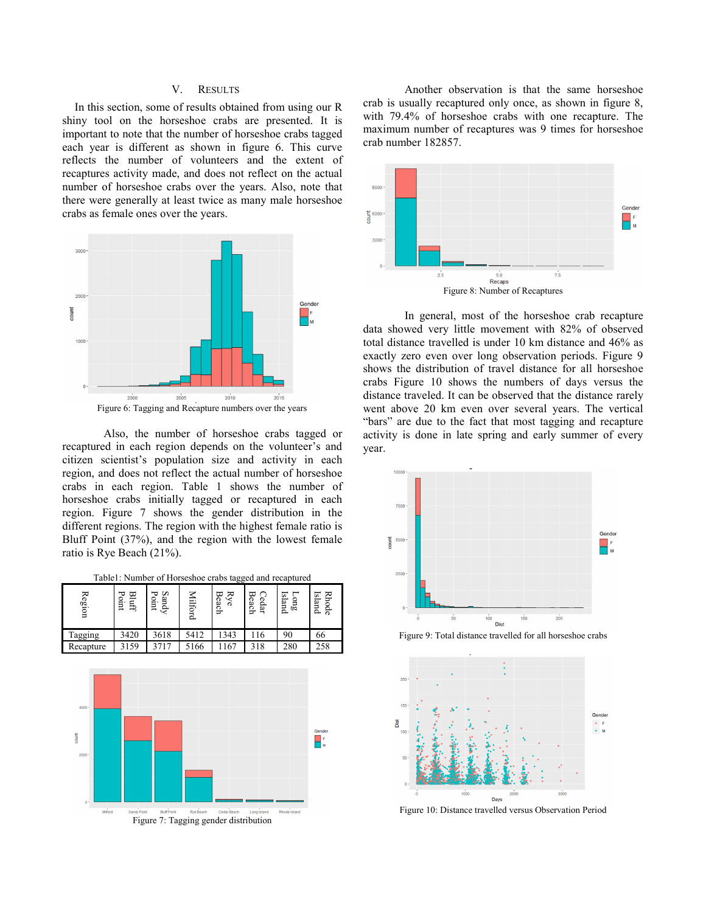## V. RESULTS

In this section, some of results obtained from using our R shiny tool on the horseshoe crabs are presented. It is important to note that the number of horseshoe crabs tagged each year is different as shown in figure 6. This curve reflects the number of volunteers and the extent of recaptures activity made, and does not reflect on the actual number of horseshoe crabs over the years. Also, note that there were generally at least twice as many male horseshoe crabs as female ones over the years.

Figure 6: Tagging and Recapture numbers over the years

Also, the number of horseshoe crabs tagged or recaptured in each region depends on the volunteer's and citizen scientist's population size and activity in each region, and does not reflect the actual number of horseshoe crabs in each region. Table 1 shows the number of horseshoe crabs initially tagged or recaptured in each region. Figure 7 shows the gender distribution in the different regions. The region with the highest female ratio is Bluff Point (37%), and the region with the lowest female ratio is Rye Beach (21%).

Table1: Number of Horseshoe crabs tagged and recaptured

| Region | Bluff Point | Sandy Point | Milford | Rye Beach | Cedar Beach | Long Island | Rhode Island |
|---|---|---|---|---|---|---|---|
| Tagging | 3420 | 3618 | 5412 | 1343 | 116 | 90 | 66 |
| Recapture | 3159 | 3717 | 5166 | 1167 | 318 | 280 | 258 |

Figure 7: Tagging gender distribution

Another observation is that the same horseshoe crab is usually recaptured only once, as shown in figure 8, with 79.4% of horseshoe crabs with one recapture. The maximum number of recaptures was 9 times for horseshoe crab number 182857.

Figure 8: Number of Recaptures

In general, most of the horseshoe crab recapture data showed very little movement with 82% of observed total distance travelled is under 10 km distance and 46% as exactly zero even over long observation periods. Figure 9 shows the distribution of travel distance for all horseshoe crabs Figure 10 shows the numbers of days versus the distance traveled. It can be observed that the distance rarely went above 20 km even over several years. The vertical "bars" are due to the fact that most tagging and recapture activity is done in late spring and early summer of every year.

Figure 9: Total distance travelled for all horseshoe crabs

Figure 10: Distance travelled versus Observation Period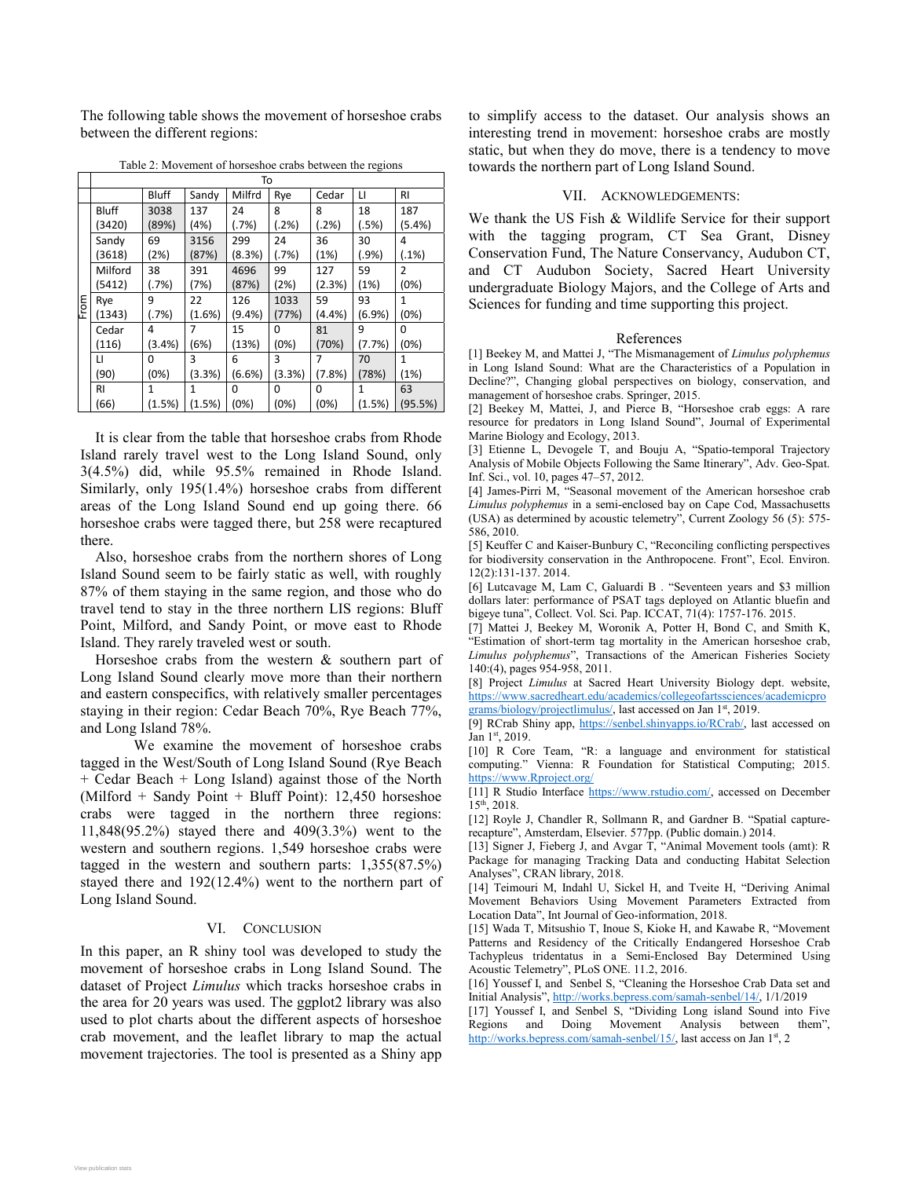The following table shows the movement of horseshoe crabs between the different regions:

Table 2: Movement of horseshoe crabs between the regions

| | | To | | | | | | |
|---|---|---|---|---|---|---|---|---|
| | | Bluff | Sandy | Milfrd | Rye | Cedar | LI | RI |
| From | Bluff (3420) | 3038 (89%) | 137 (4%) | 24 (.7%) | 8 (.2%) | 8 (.2%) | 18 (.5%) | 187 (5.4%) |
| | Sandy (3618) | 69 (2%) | 3156 (87%) | 299 (8.3%) | 24 (.7%) | 36 (1%) | 30 (.9%) | 4 (.1%) |
| | Milford (5412) | 38 (.7%) | 391 (7%) | 4696 (87%) | 99 (2%) | 127 (2.3%) | 59 (1%) | 2 (0%) |
| | Rye (1343) | 9 (.7%) | 22 (1.6%) | 126 (9.4%) | 1033 (77%) | 59 (4.4%) | 93 (6.9%) | 1 (0%) |
| | Cedar (116) | 4 (3.4%) | 7 (6%) | 15 (13%) | 0 (0%) | 81 (70%) | 9 (7.7%) | 0 (0%) |
| | LI (90) | 0 (0%) | 3 (3.3%) | 6 (6.6%) | 3 (3.3%) | 7 (7.8%) | 70 (78%) | 1 (1%) |
| | RI (66) | 1 (1.5%) | 1 (1.5%) | 0 (0%) | 0 (0%) | 0 (0%) | 1 (1.5%) | 63 (95.5%) |

It is clear from the table that horseshoe crabs from Rhode Island rarely travel west to the Long Island Sound, only 3(4.5%) did, while 95.5% remained in Rhode Island. Similarly, only 195(1.4%) horseshoe crabs from different areas of the Long Island Sound end up going there. 66 horseshoe crabs were tagged there, but 258 were recaptured there.

Also, horseshoe crabs from the northern shores of Long Island Sound seem to be fairly static as well, with roughly 87% of them staying in the same region, and those who do travel tend to stay in the three northern LIS regions: Bluff Point, Milford, and Sandy Point, or move east to Rhode Island. They rarely traveled west or south.

Horseshoe crabs from the western & southern part of Long Island Sound clearly move more than their northern and eastern conspecifics, with relatively smaller percentages staying in their region: Cedar Beach 70%, Rye Beach 77%, and Long Island 78%.

We examine the movement of horseshoe crabs tagged in the West/South of Long Island Sound (Rye Beach + Cedar Beach + Long Island) against those of the North (Milford + Sandy Point + Bluff Point): 12,450 horseshoe crabs were tagged in the northern three regions: 11,848(95.2%) stayed there and 409(3.3%) went to the western and southern regions. 1,549 horseshoe crabs were tagged in the western and southern parts: 1,355(87.5%) stayed there and 192(12.4%) went to the northern part of Long Island Sound.

## VI. Conclusion

In this paper, an R shiny tool was developed to study the movement of horseshoe crabs in Long Island Sound. The dataset of Project *Limulus* which tracks horseshoe crabs in the area for 20 years was used. The ggplot2 library was also used to plot charts about the different aspects of horseshoe crab movement, and the leaflet library to map the actual movement trajectories. The tool is presented as a Shiny app to simplify access to the dataset. Our analysis shows an interesting trend in movement: horseshoe crabs are mostly static, but when they do move, there is a tendency to move towards the northern part of Long Island Sound.

## VII. Acknowledgements:

We thank the US Fish & Wildlife Service for their support with the tagging program, CT Sea Grant, Disney Conservation Fund, The Nature Conservancy, Audubon CT, and CT Audubon Society, Sacred Heart University undergraduate Biology Majors, and the College of Arts and Sciences for funding and time supporting this project.

## References

[1] Beekey M, and Mattei J, "The Mismanagement of *Limulus polyphemus* in Long Island Sound: What are the Characteristics of a Population in Decline?", Changing global perspectives on biology, conservation, and management of horseshoe crabs. Springer, 2015.

[2] Beekey M, Mattei, J, and Pierce B, "Horseshoe crab eggs: A rare resource for predators in Long Island Sound", Journal of Experimental Marine Biology and Ecology, 2013.

[3] Etienne L, Devogele T, and Bouju A, "Spatio-temporal Trajectory Analysis of Mobile Objects Following the Same Itinerary", Adv. Geo-Spat. Inf. Sci., vol. 10, pages 47–57, 2012.

[4] James-Pirri M, "Seasonal movement of the American horseshoe crab *Limulus polyphemus* in a semi-enclosed bay on Cape Cod, Massachusetts (USA) as determined by acoustic telemetry", Current Zoology 56 (5): 575-586, 2010.

[5] Keuffer C and Kaiser-Bunbury C, "Reconciling conflicting perspectives for biodiversity conservation in the Anthropocene. Front", Ecol. Environ. 12(2):131-137. 2014.

[6] Lutcavage M, Lam C, Galuardi B . "Seventeen years and $3 million dollars later: performance of PSAT tags deployed on Atlantic bluefin and bigeye tuna", Collect. Vol. Sci. Pap. ICCAT, 71(4): 1757-176. 2015.

[7] Mattei J, Beekey M, Woronik A, Potter H, Bond C, and Smith K, "Estimation of short-term tag mortality in the American horseshoe crab, *Limulus polyphemus*", Transactions of the American Fisheries Society 140:(4), pages 954-958, 2011.

[8] Project *Limulus* at Sacred Heart University Biology dept. website, https://www.sacredheart.edu/academics/collegeofartssciences/academicprograms/biology/projectlimulus/, last accessed on Jan 1st, 2019.

[9] RCrab Shiny app, https://senbel.shinyapps.io/RCrab/, last accessed on Jan 1st, 2019.

[10] R Core Team, "R: a language and environment for statistical computing." Vienna: R Foundation for Statistical Computing; 2015. https://www.Rproject.org/

[11] R Studio Interface https://www.rstudio.com/, accessed on December 15th, 2018.

[12] Royle J, Chandler R, Sollmann R, and Gardner B. "Spatial capture-recapture", Amsterdam, Elsevier. 577pp. (Public domain.) 2014.

[13] Signer J, Fieberg J, and Avgar T, "Animal Movement tools (amt): R Package for managing Tracking Data and conducting Habitat Selection Analyses", CRAN library, 2018.

[14] Teimouri M, Indahl U, Sickel H, and Tveite H, "Deriving Animal Movement Behaviors Using Movement Parameters Extracted from Location Data", Int Journal of Geo-information, 2018.

[15] Wada T, Mitsushio T, Inoue S, Kioke H, and Kawabe R, "Movement Patterns and Residency of the Critically Endangered Horseshoe Crab Tachypleus tridentatus in a Semi-Enclosed Bay Determined Using Acoustic Telemetry", PLoS ONE. 11.2, 2016.

[16] Youssef I, and Senbel S, "Cleaning the Horseshoe Crab Data set and Initial Analysis", http://works.bepress.com/samah-senbel/14/, 1/1/2019

[17] Youssef I, and Senbel S, "Dividing Long island Sound into Five Regions and Doing Movement Analysis between them", http://works.bepress.com/samah-senbel/15/, last access on Jan 1st, 2